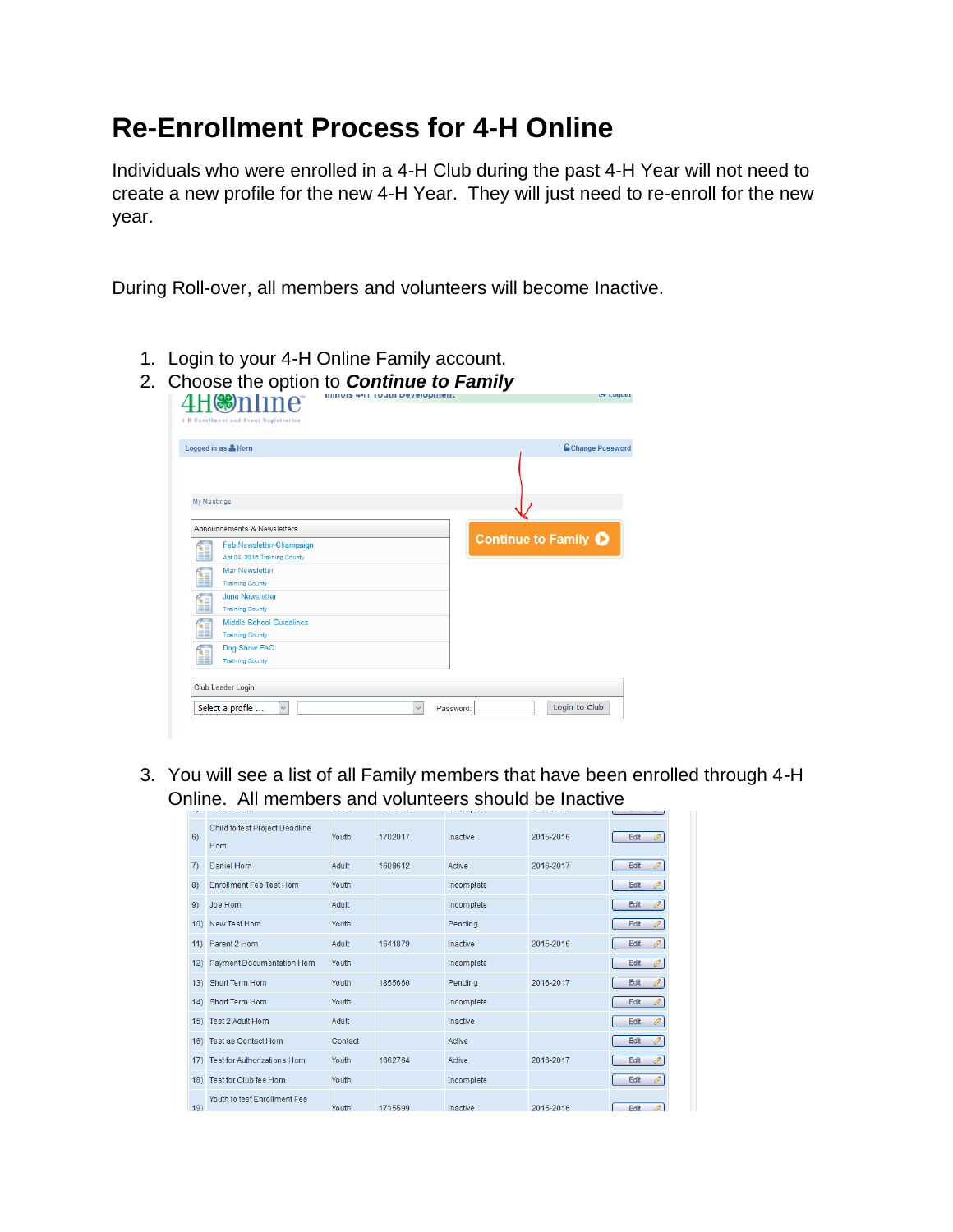# Re-Enrollment Process for 4-H Online

Individuals who were enrolled in a 4-H Club during the past 4-H Year will not need to create a new profile for the new 4-H Year. They will just need to re-enroll for the new year.

During Roll-over, all members and volunteers will become Inactive.

1. Login to your 4-H Online Family account.
2. Choose the option to ***Continue to Family***

4H Online
4-H Enrollment and Event Registration

Logged in as Horn | Change Password

My Meetings

Announcements & Newsletters
- Feb Newsletter-Champaign — Apr 04, 2016 Training County
- Mar Newsletter — Training County
- June Newsletter — Training County
- Middle School Guidelines — Training County
- Dog Show FAQ — Training County

Continue to Family

Club Leader Login
Select a profile ... | Password: | Login to Club

3. You will see a list of all Family members that have been enrolled through 4-H Online. All members and volunteers should be Inactive

| # | Name | Type | Number | Status | Year | |
|---|---|---|---|---|---|---|
| 6) | Child to test Project Deadline Horn | Youth | 1702017 | Inactive | 2015-2016 | Edit |
| 7) | Daniel Horn | Adult | 1609612 | Active | 2016-2017 | Edit |
| 8) | Enrollment Fee Test Horn | Youth | | Incomplete | | Edit |
| 9) | Joe Horn | Adult | | Incomplete | | Edit |
| 10) | New Test Horn | Youth | | Pending | | Edit |
| 11) | Parent 2 Horn | Adult | 1641879 | Inactive | 2015-2016 | Edit |
| 12) | Payment Documentation Horn | Youth | | Incomplete | | Edit |
| 13) | Short Term Horn | Youth | 1855660 | Pending | 2016-2017 | Edit |
| 14) | Short Term Horn | Youth | | Incomplete | | Edit |
| 15) | Test 2 Adult Horn | Adult | | Inactive | | Edit |
| 16) | Test as Contact Horn | Contact | | Active | | Edit |
| 17) | Test for Authorizations Horn | Youth | 1662764 | Active | 2016-2017 | Edit |
| 18) | Test for Club fee Horn | Youth | | Incomplete | | Edit |
| 19) | Youth to test Enrollment Fee | Youth | 1715599 | Inactive | 2015-2016 | Edit |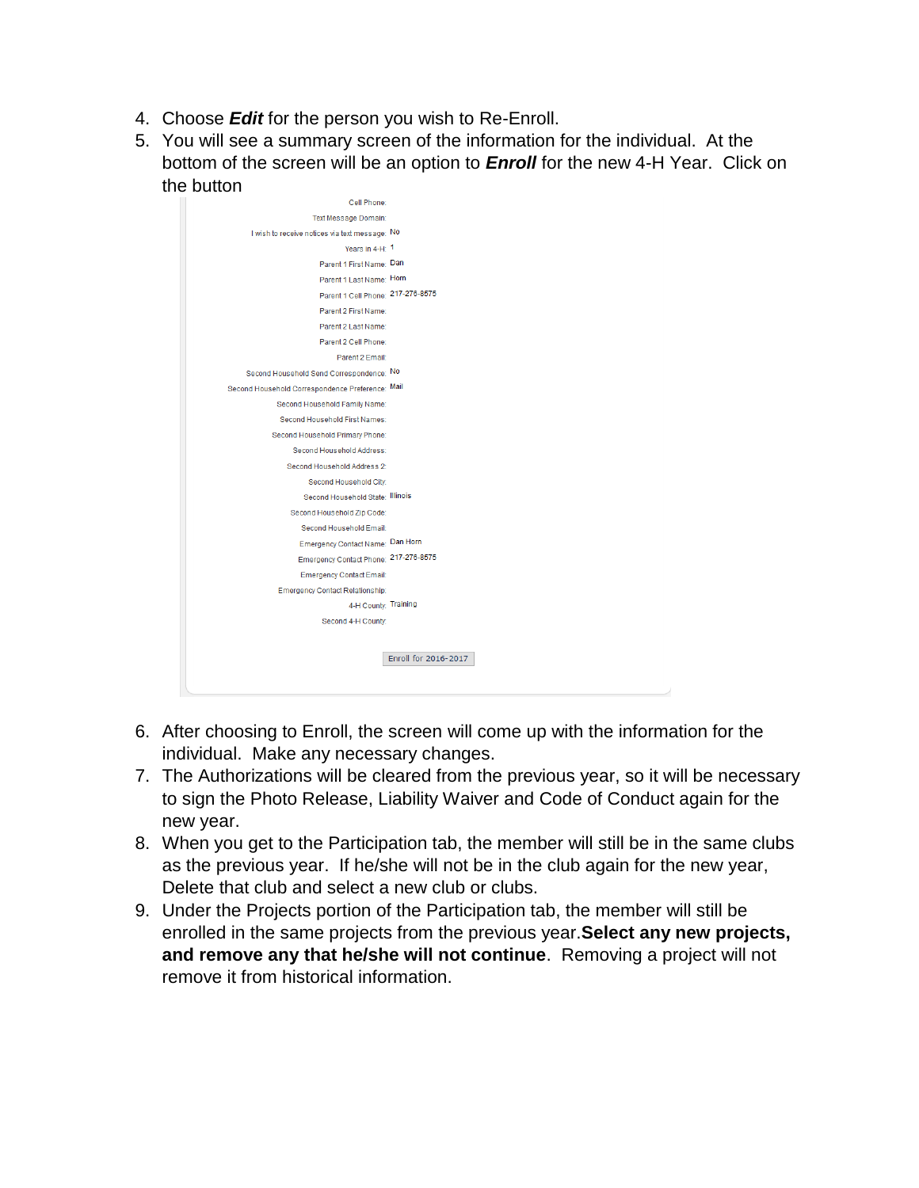4. Choose ***Edit*** for the person you wish to Re-Enroll.
5. You will see a summary screen of the information for the individual. At the bottom of the screen will be an option to ***Enroll*** for the new 4-H Year. Click on the button

| | |
|---|---|
| Cell Phone: | |
| Text Message Domain: | |
| I wish to receive notices via text message: | No |
| Years in 4-H: | 1 |
| Parent 1 First Name: | Dan |
| Parent 1 Last Name: | Horn |
| Parent 1 Cell Phone: | 217-276-8575 |
| Parent 2 First Name: | |
| Parent 2 Last Name: | |
| Parent 2 Cell Phone: | |
| Parent 2 Email: | |
| Second Household Send Correspondence: | No |
| Second Household Correspondence Preference: | Mail |
| Second Household Family Name: | |
| Second Household First Names: | |
| Second Household Primary Phone: | |
| Second Household Address: | |
| Second Household Address 2: | |
| Second Household City: | |
| Second Household State: | Illinois |
| Second Household Zip Code: | |
| Second Household Email: | |
| Emergency Contact Name: | Dan Horn |
| Emergency Contact Phone: | 217-276-8575 |
| Emergency Contact Email: | |
| Emergency Contact Relationship: | |
| 4-H County: | Training |
| Second 4-H County: | |

Enroll for 2016-2017

6. After choosing to Enroll, the screen will come up with the information for the individual. Make any necessary changes.
7. The Authorizations will be cleared from the previous year, so it will be necessary to sign the Photo Release, Liability Waiver and Code of Conduct again for the new year.
8. When you get to the Participation tab, the member will still be in the same clubs as the previous year. If he/she will not be in the club again for the new year, Delete that club and select a new club or clubs.
9. Under the Projects portion of the Participation tab, the member will still be enrolled in the same projects from the previous year.**Select any new projects, and remove any that he/she will not continue**. Removing a project will not remove it from historical information.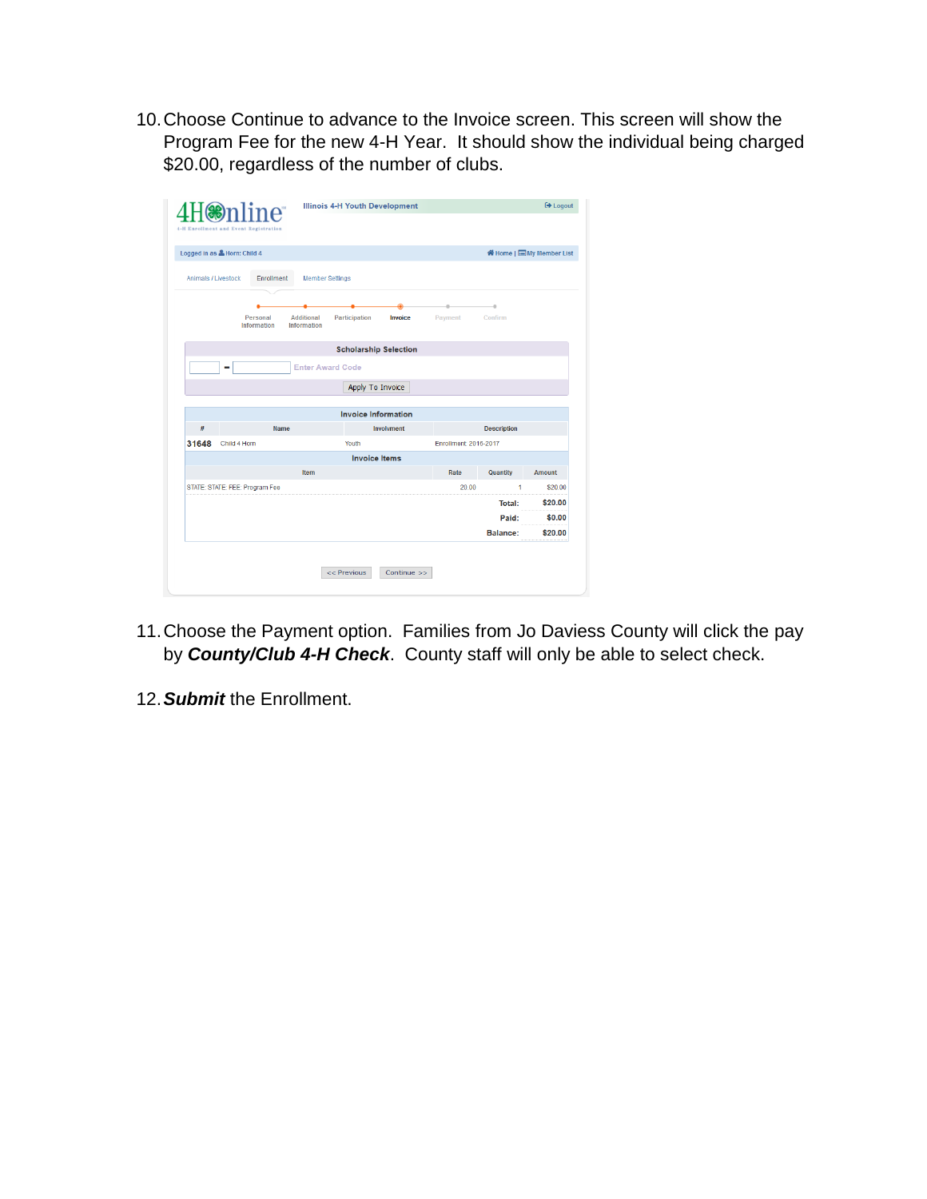10. Choose Continue to advance to the Invoice screen. This screen will show the Program Fee for the new 4-H Year. It should show the individual being charged $20.00, regardless of the number of clubs.

11. Choose the Payment option. Families from Jo Daviess County will click the pay by ***County/Club 4-H Check***. County staff will only be able to select check.

12. ***Submit*** the Enrollment.